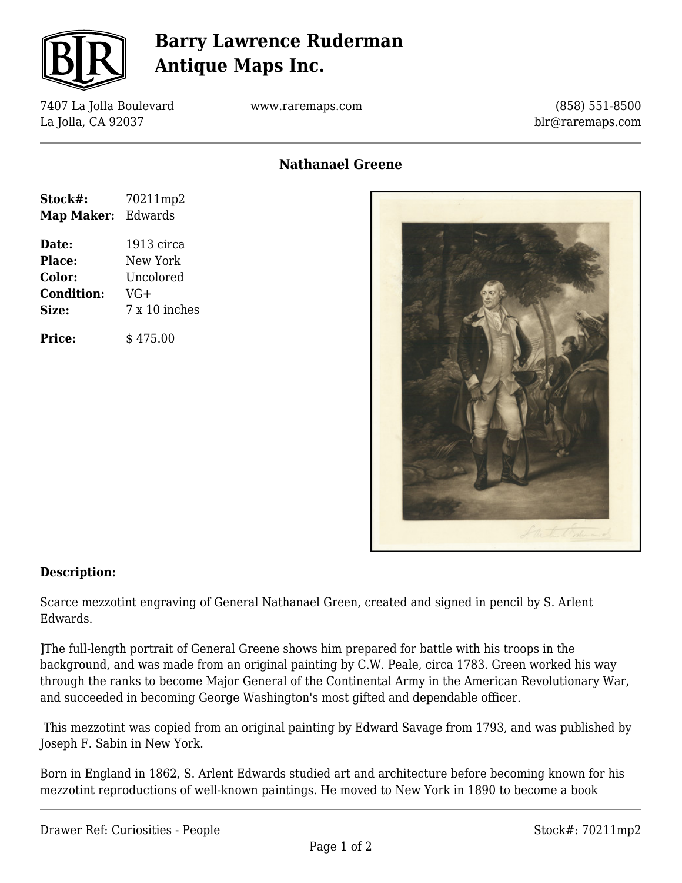# Barry Lawrence Ruderman Antique Maps Inc.

7407 La Jolla Boulevard
La Jolla, CA 92037

www.raremaps.com

(858) 551-8500
blr@raremaps.com

## Nathanael Greene

**Stock#:** 70211mp2
**Map Maker:** Edwards

**Date:** 1913 circa
**Place:** New York
**Color:** Uncolored
**Condition:** VG+
**Size:** 7 x 10 inches

**Price:** $ 475.00

### Description:

Scarce mezzotint engraving of General Nathanael Green, created and signed in pencil by S. Arlent Edwards.

]The full-length portrait of General Greene shows him prepared for battle with his troops in the background, and was made from an original painting by C.W. Peale, circa 1783. Green worked his way through the ranks to become Major General of the Continental Army in the American Revolutionary War, and succeeded in becoming George Washington's most gifted and dependable officer.

This mezzotint was copied from an original painting by Edward Savage from 1793, and was published by Joseph F. Sabin in New York.

Born in England in 1862, S. Arlent Edwards studied art and architecture before becoming known for his mezzotint reproductions of well-known paintings. He moved to New York in 1890 to become a book

Drawer Ref: Curiosities - People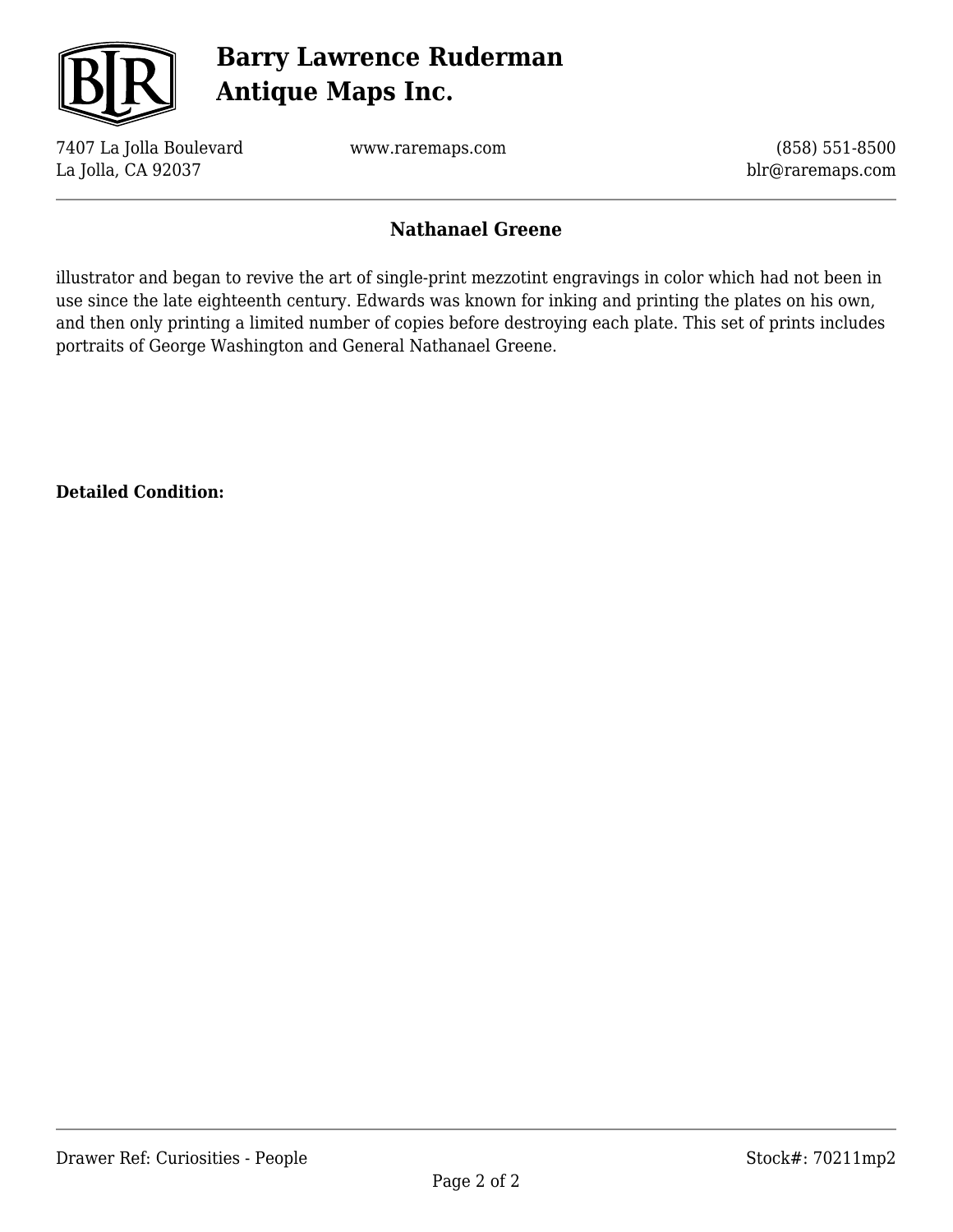## Nathanael Greene

illustrator and began to revive the art of single-print mezzotint engravings in color which had not been in use since the late eighteenth century. Edwards was known for inking and printing the plates on his own, and then only printing a limited number of copies before destroying each plate. This set of prints includes portraits of George Washington and General Nathanael Greene.

**Detailed Condition:**